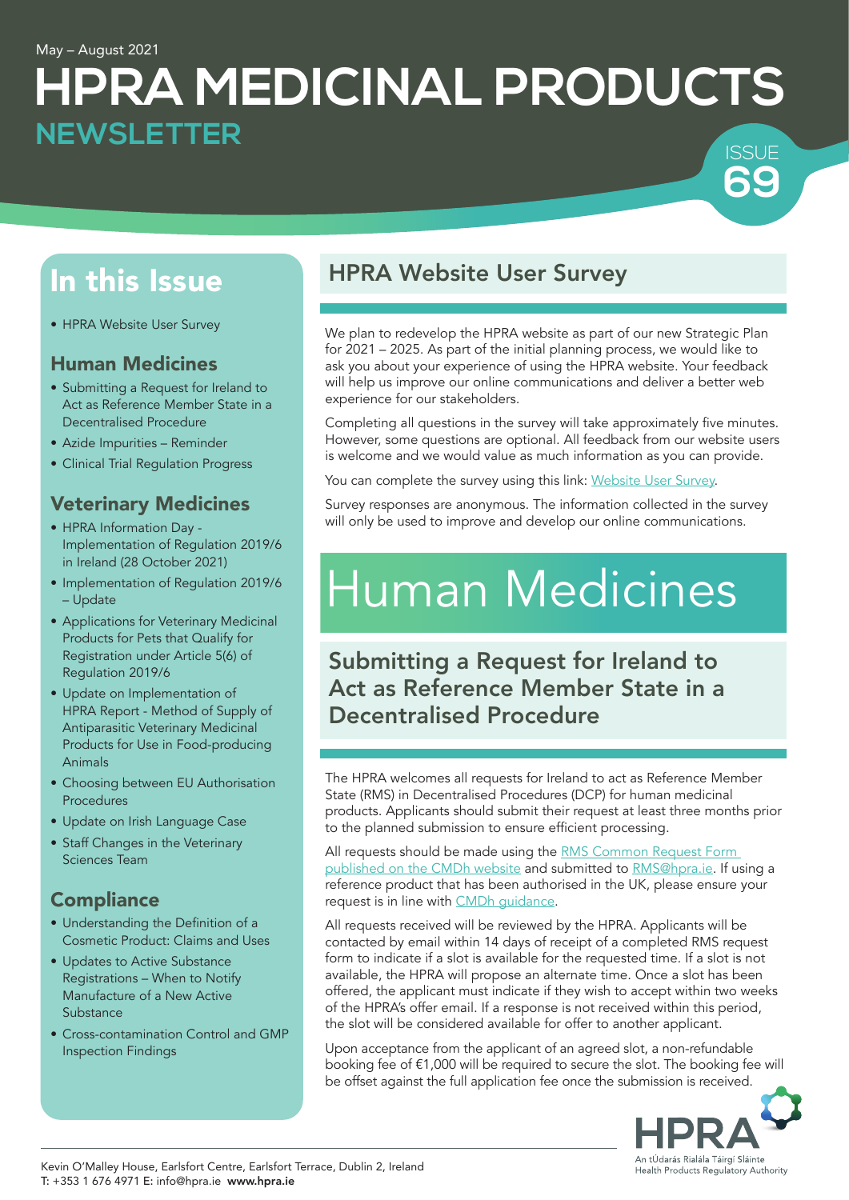May – August 2021

# HPRA MEDICINAL PRODUCTS NEWSLETTER

ISSUE 69

## In this Issue

- HPRA Website User Survey

### Human Medicines

- Submitting a Request for Ireland to Act as Reference Member State in a Decentralised Procedure
- Azide Impurities – Reminder
- Clinical Trial Regulation Progress

### Veterinary Medicines

- HPRA Information Day - Implementation of Regulation 2019/6 in Ireland (28 October 2021)
- Implementation of Regulation 2019/6 – Update
- Applications for Veterinary Medicinal Products for Pets that Qualify for Registration under Article 5(6) of Regulation 2019/6
- Update on Implementation of HPRA Report - Method of Supply of Antiparasitic Veterinary Medicinal Products for Use in Food-producing Animals
- Choosing between EU Authorisation Procedures
- Update on Irish Language Case
- Staff Changes in the Veterinary Sciences Team

### Compliance

- Understanding the Definition of a Cosmetic Product: Claims and Uses
- Updates to Active Substance Registrations – When to Notify Manufacture of a New Active Substance
- Cross-contamination Control and GMP Inspection Findings

## HPRA Website User Survey

We plan to redevelop the HPRA website as part of our new Strategic Plan for 2021 – 2025. As part of the initial planning process, we would like to ask you about your experience of using the HPRA website. Your feedback will help us improve our online communications and deliver a better web experience for our stakeholders.

Completing all questions in the survey will take approximately five minutes. However, some questions are optional. All feedback from our website users is welcome and we would value as much information as you can provide.

You can complete the survey using this link: Website User Survey.

Survey responses are anonymous. The information collected in the survey will only be used to improve and develop our online communications.

# Human Medicines

## Submitting a Request for Ireland to Act as Reference Member State in a Decentralised Procedure

The HPRA welcomes all requests for Ireland to act as Reference Member State (RMS) in Decentralised Procedures (DCP) for human medicinal products. Applicants should submit their request at least three months prior to the planned submission to ensure efficient processing.

All requests should be made using the RMS Common Request Form published on the CMDh website and submitted to RMS@hpra.ie. If using a reference product that has been authorised in the UK, please ensure your request is in line with CMDh guidance.

All requests received will be reviewed by the HPRA. Applicants will be contacted by email within 14 days of receipt of a completed RMS request form to indicate if a slot is available for the requested time. If a slot is not available, the HPRA will propose an alternate time. Once a slot has been offered, the applicant must indicate if they wish to accept within two weeks of the HPRA's offer email. If a response is not received within this period, the slot will be considered available for offer to another applicant.

Upon acceptance from the applicant of an agreed slot, a non-refundable booking fee of €1,000 will be required to secure the slot. The booking fee will be offset against the full application fee once the submission is received.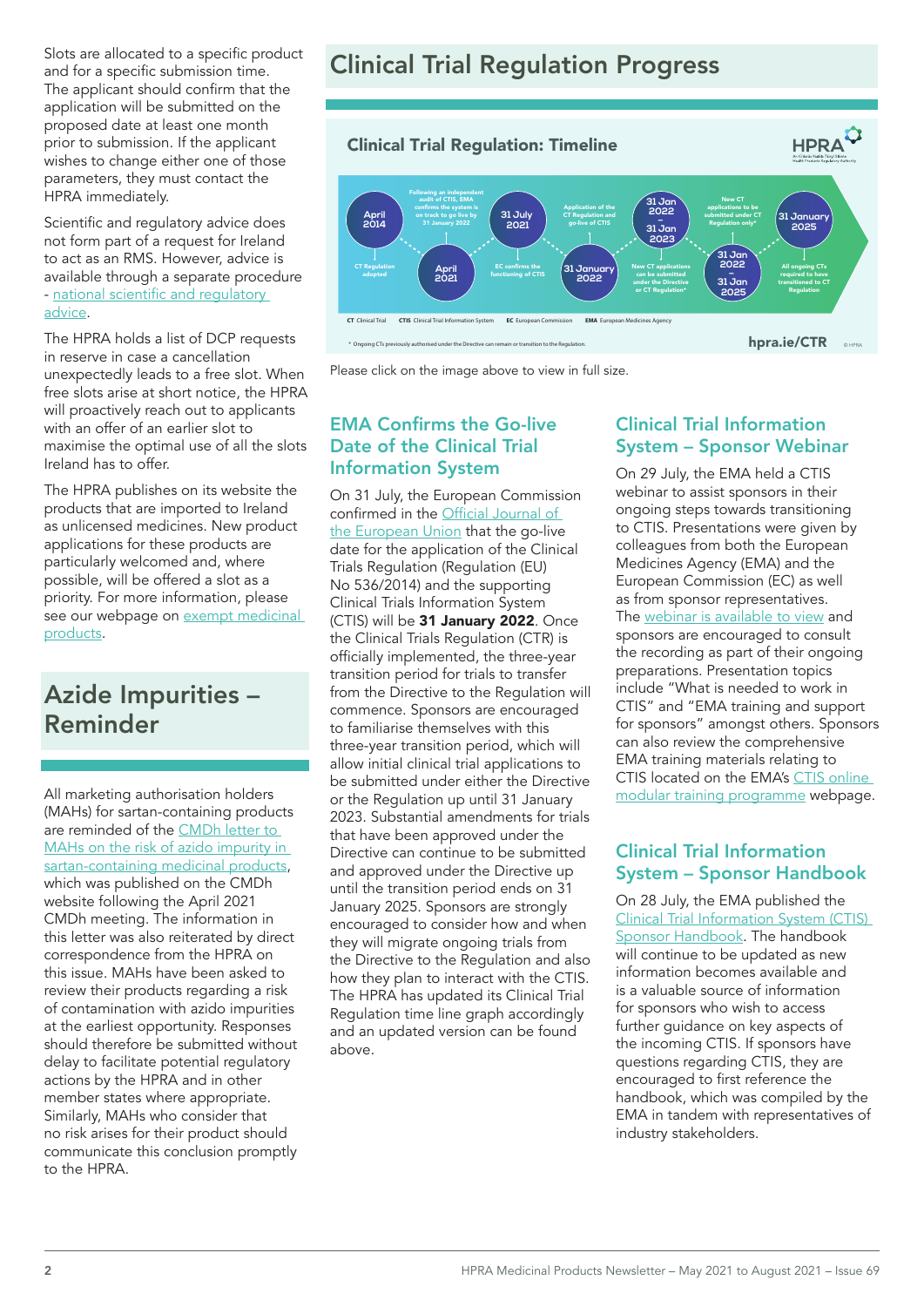Slots are allocated to a specific product and for a specific submission time. The applicant should confirm that the application will be submitted on the proposed date at least one month prior to submission. If the applicant wishes to change either one of those parameters, they must contact the HPRA immediately.

Scientific and regulatory advice does not form part of a request for Ireland to act as an RMS. However, advice is available through a separate procedure - national scientific and regulatory advice.

The HPRA holds a list of DCP requests in reserve in case a cancellation unexpectedly leads to a free slot. When free slots arise at short notice, the HPRA will proactively reach out to applicants with an offer of an earlier slot to maximise the optimal use of all the slots Ireland has to offer.

The HPRA publishes on its website the products that are imported to Ireland as unlicensed medicines. New product applications for these products are particularly welcomed and, where possible, will be offered a slot as a priority. For more information, please see our webpage on exempt medicinal products.

## Azide Impurities – Reminder

All marketing authorisation holders (MAHs) for sartan-containing products are reminded of the CMDh letter to MAHs on the risk of azido impurity in sartan-containing medicinal products, which was published on the CMDh website following the April 2021 CMDh meeting. The information in this letter was also reiterated by direct correspondence from the HPRA on this issue. MAHs have been asked to review their products regarding a risk of contamination with azido impurities at the earliest opportunity. Responses should therefore be submitted without delay to facilitate potential regulatory actions by the HPRA and in other member states where appropriate. Similarly, MAHs who consider that no risk arises for their product should communicate this conclusion promptly to the HPRA.

## Clinical Trial Regulation Progress

### Clinical Trial Regulation: Timeline

- **April 2014** – CT Regulation adopted
- **April 2021** – Following an independent audit of CTIS, EMA confirms the system is on track to go live by 31 January 2022
- **31 July 2021** – EC confirms the functioning of CTIS
- **31 January 2022** – Application of the CT Regulation and go-live of CTIS
- **31 Jan 2022 – 31 Jan 2023** – New CT applications can be submitted under the Directive or CT Regulation*
- **31 Jan 2023** – New CT applications to be submitted under CT Regulation only*
- **31 Jan 2022 – 31 Jan 2025**
- **31 January 2025** – All ongoing CTs required to have transitioned to CT Regulation

CT Clinical Trial CTIS Clinical Trial Information System EC European Commission EMA European Medicines Agency

\* Ongoing CTs previously authorised under the Directive can remain or transition to the Regulation.

hpra.ie/CTR

Please click on the image above to view in full size.

### EMA Confirms the Go-live Date of the Clinical Trial Information System

On 31 July, the European Commission confirmed in the Official Journal of the European Union that the go-live date for the application of the Clinical Trials Regulation (Regulation (EU) No 536/2014) and the supporting Clinical Trials Information System (CTIS) will be **31 January 2022**. Once the Clinical Trials Regulation (CTR) is officially implemented, the three-year transition period for trials to transfer from the Directive to the Regulation will commence. Sponsors are encouraged to familiarise themselves with this three-year transition period, which will allow initial clinical trial applications to be submitted under either the Directive or the Regulation up until 31 January 2023. Substantial amendments for trials that have been approved under the Directive can continue to be submitted and approved under the Directive up until the transition period ends on 31 January 2025. Sponsors are strongly encouraged to consider how and when they will migrate ongoing trials from the Directive to the Regulation and also how they plan to interact with the CTIS. The HPRA has updated its Clinical Trial Regulation time line graph accordingly and an updated version can be found above.

### Clinical Trial Information System – Sponsor Webinar

On 29 July, the EMA held a CTIS webinar to assist sponsors in their ongoing steps towards transitioning to CTIS. Presentations were given by colleagues from both the European Medicines Agency (EMA) and the European Commission (EC) as well as from sponsor representatives. The webinar is available to view and sponsors are encouraged to consult the recording as part of their ongoing preparations. Presentation topics include "What is needed to work in CTIS" and "EMA training and support for sponsors" amongst others. Sponsors can also review the comprehensive EMA training materials relating to CTIS located on the EMA's CTIS online modular training programme webpage.

### Clinical Trial Information System – Sponsor Handbook

On 28 July, the EMA published the Clinical Trial Information System (CTIS) Sponsor Handbook. The handbook will continue to be updated as new information becomes available and is a valuable source of information for sponsors who wish to access further guidance on key aspects of the incoming CTIS. If sponsors have questions regarding CTIS, they are encouraged to first reference the handbook, which was compiled by the EMA in tandem with representatives of industry stakeholders.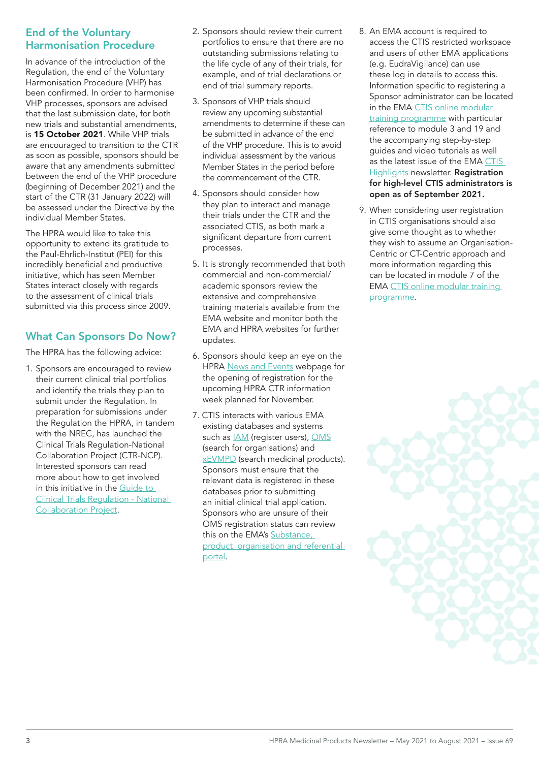## End of the Voluntary Harmonisation Procedure

In advance of the introduction of the Regulation, the end of the Voluntary Harmonisation Procedure (VHP) has been confirmed. In order to harmonise VHP processes, sponsors are advised that the last submission date, for both new trials and substantial amendments, is **15 October 2021**. While VHP trials are encouraged to transition to the CTR as soon as possible, sponsors should be aware that any amendments submitted between the end of the VHP procedure (beginning of December 2021) and the start of the CTR (31 January 2022) will be assessed under the Directive by the individual Member States.

The HPRA would like to take this opportunity to extend its gratitude to the Paul-Ehrlich-Institut (PEI) for this incredibly beneficial and productive initiative, which has seen Member States interact closely with regards to the assessment of clinical trials submitted via this process since 2009.

## What Can Sponsors Do Now?

The HPRA has the following advice:

1. Sponsors are encouraged to review their current clinical trial portfolios and identify the trials they plan to submit under the Regulation. In preparation for submissions under the Regulation the HPRA, in tandem with the NREC, has launched the Clinical Trials Regulation-National Collaboration Project (CTR-NCP). Interested sponsors can read more about how to get involved in this initiative in the Guide to Clinical Trials Regulation - National Collaboration Project.
2. Sponsors should review their current portfolios to ensure that there are no outstanding submissions relating to the life cycle of any of their trials, for example, end of trial declarations or end of trial summary reports.
3. Sponsors of VHP trials should review any upcoming substantial amendments to determine if these can be submitted in advance of the end of the VHP procedure. This is to avoid individual assessment by the various Member States in the period before the commencement of the CTR.
4. Sponsors should consider how they plan to interact and manage their trials under the CTR and the associated CTIS, as both mark a significant departure from current processes.
5. It is strongly recommended that both commercial and non-commercial/academic sponsors review the extensive and comprehensive training materials available from the EMA website and monitor both the EMA and HPRA websites for further updates.
6. Sponsors should keep an eye on the HPRA News and Events webpage for the opening of registration for the upcoming HPRA CTR information week planned for November.
7. CTIS interacts with various EMA existing databases and systems such as IAM (register users), OMS (search for organisations) and xEVMPD (search medicinal products). Sponsors must ensure that the relevant data is registered in these databases prior to submitting an initial clinical trial application. Sponsors who are unsure of their OMS registration status can review this on the EMA's Substance, product, organisation and referential portal.
8. An EMA account is required to access the CTIS restricted workspace and users of other EMA applications (e.g. EudraVigilance) can use these log in details to access this. Information specific to registering a Sponsor administrator can be located in the EMA CTIS online modular training programme with particular reference to module 3 and 19 and the accompanying step-by-step guides and video tutorials as well as the latest issue of the EMA CTIS Highlights newsletter. **Registration for high-level CTIS administrators is open as of September 2021.**
9. When considering user registration in CTIS organisations should also give some thought as to whether they wish to assume an Organisation-Centric or CT-Centric approach and more information regarding this can be located in module 7 of the EMA CTIS online modular training programme.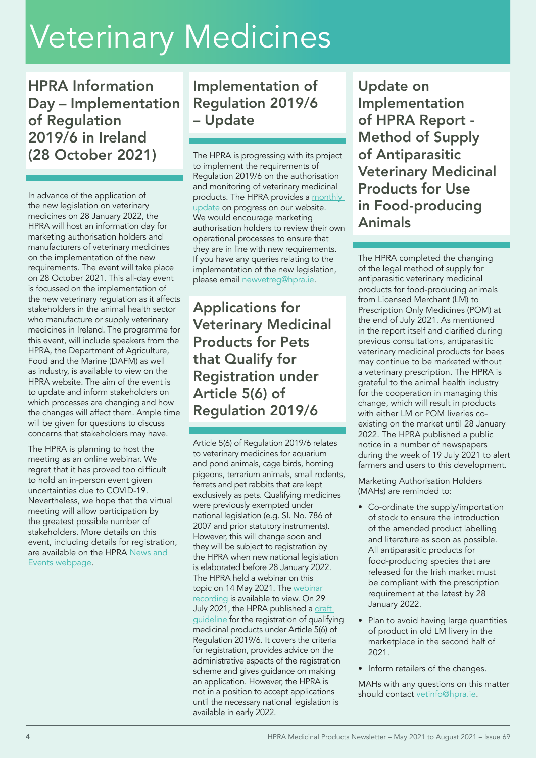# Veterinary Medicines

## HPRA Information Day – Implementation of Regulation 2019/6 in Ireland (28 October 2021)

In advance of the application of the new legislation on veterinary medicines on 28 January 2022, the HPRA will host an information day for marketing authorisation holders and manufacturers of veterinary medicines on the implementation of the new requirements. The event will take place on 28 October 2021. This all-day event is focussed on the implementation of the new veterinary regulation as it affects stakeholders in the animal health sector who manufacture or supply veterinary medicines in Ireland. The programme for this event, will include speakers from the HPRA, the Department of Agriculture, Food and the Marine (DAFM) as well as industry, is available to view on the HPRA website. The aim of the event is to update and inform stakeholders on which processes are changing and how the changes will affect them. Ample time will be given for questions to discuss concerns that stakeholders may have.

The HPRA is planning to host the meeting as an online webinar. We regret that it has proved too difficult to hold an in-person event given uncertainties due to COVID-19. Nevertheless, we hope that the virtual meeting will allow participation by the greatest possible number of stakeholders. More details on this event, including details for registration, are available on the HPRA News and Events webpage.

## Implementation of Regulation 2019/6 – Update

The HPRA is progressing with its project to implement the requirements of Regulation 2019/6 on the authorisation and monitoring of veterinary medicinal products. The HPRA provides a monthly update on progress on our website. We would encourage marketing authorisation holders to review their own operational processes to ensure that they are in line with new requirements. If you have any queries relating to the implementation of the new legislation, please email newvetreg@hpra.ie.

## Applications for Veterinary Medicinal Products for Pets that Qualify for Registration under Article 5(6) of Regulation 2019/6

Article 5(6) of Regulation 2019/6 relates to veterinary medicines for aquarium and pond animals, cage birds, homing pigeons, terrarium animals, small rodents, ferrets and pet rabbits that are kept exclusively as pets. Qualifying medicines were previously exempted under national legislation (e.g. SI. No. 786 of 2007 and prior statutory instruments). However, this will change soon and they will be subject to registration by the HPRA when new national legislation is elaborated before 28 January 2022. The HPRA held a webinar on this topic on 14 May 2021. The webinar recording is available to view. On 29 July 2021, the HPRA published a draft guideline for the registration of qualifying medicinal products under Article 5(6) of Regulation 2019/6. It covers the criteria for registration, provides advice on the administrative aspects of the registration scheme and gives guidance on making an application. However, the HPRA is not in a position to accept applications until the necessary national legislation is available in early 2022.

## Update on Implementation of HPRA Report - Method of Supply of Antiparasitic Veterinary Medicinal Products for Use in Food-producing Animals

The HPRA completed the changing of the legal method of supply for antiparasitic veterinary medicinal products for food-producing animals from Licensed Merchant (LM) to Prescription Only Medicines (POM) at the end of July 2021. As mentioned in the report itself and clarified during previous consultations, antiparasitic veterinary medicinal products for bees may continue to be marketed without a veterinary prescription. The HPRA is grateful to the animal health industry for the cooperation in managing this change, which will result in products with either LM or POM liveries co-existing on the market until 28 January 2022. The HPRA published a public notice in a number of newspapers during the week of 19 July 2021 to alert farmers and users to this development.

Marketing Authorisation Holders (MAHs) are reminded to:

- Co-ordinate the supply/importation of stock to ensure the introduction of the amended product labelling and literature as soon as possible. All antiparasitic products for food-producing species that are released for the Irish market must be compliant with the prescription requirement at the latest by 28 January 2022.
- Plan to avoid having large quantities of product in old LM livery in the marketplace in the second half of 2021.
- Inform retailers of the changes.

MAHs with any questions on this matter should contact vetinfo@hpra.ie.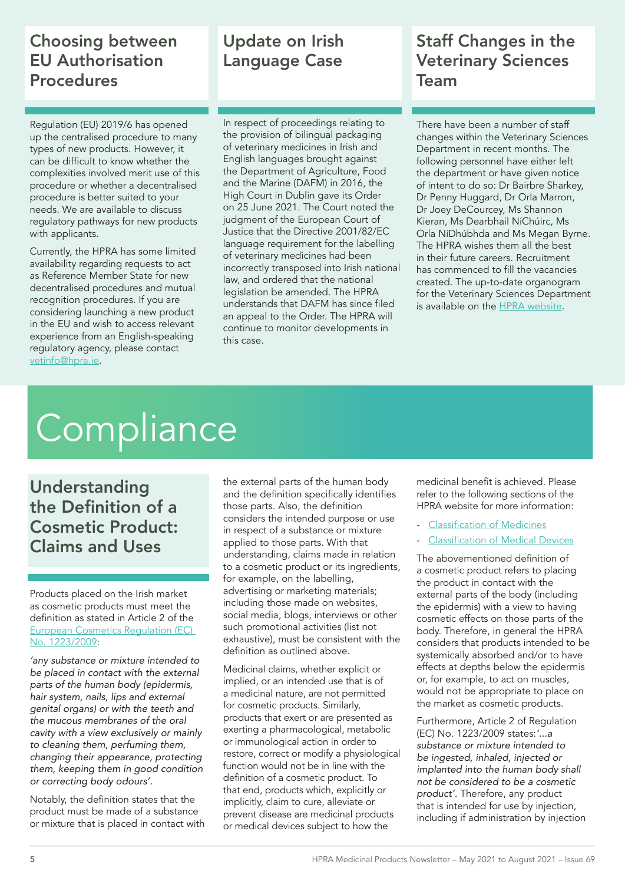## Choosing between EU Authorisation Procedures

Regulation (EU) 2019/6 has opened up the centralised procedure to many types of new products. However, it can be difficult to know whether the complexities involved merit use of this procedure or whether a decentralised procedure is better suited to your needs. We are available to discuss regulatory pathways for new products with applicants.

Currently, the HPRA has some limited availability regarding requests to act as Reference Member State for new decentralised procedures and mutual recognition procedures. If you are considering launching a new product in the EU and wish to access relevant experience from an English-speaking regulatory agency, please contact vetinfo@hpra.ie.

## Update on Irish Language Case

In respect of proceedings relating to the provision of bilingual packaging of veterinary medicines in Irish and English languages brought against the Department of Agriculture, Food and the Marine (DAFM) in 2016, the High Court in Dublin gave its Order on 25 June 2021. The Court noted the judgment of the European Court of Justice that the Directive 2001/82/EC language requirement for the labelling of veterinary medicines had been incorrectly transposed into Irish national law, and ordered that the national legislation be amended. The HPRA understands that DAFM has since filed an appeal to the Order. The HPRA will continue to monitor developments in this case.

## Staff Changes in the Veterinary Sciences Team

There have been a number of staff changes within the Veterinary Sciences Department in recent months. The following personnel have either left the department or have given notice of intent to do so: Dr Bairbre Sharkey, Dr Penny Huggard, Dr Orla Marron, Dr Joey DeCourcey, Ms Shannon Kieran, Ms Dearbhail NíChúirc, Ms Orla NíDhúbhda and Ms Megan Byrne. The HPRA wishes them all the best in their future careers. Recruitment has commenced to fill the vacancies created. The up-to-date organogram for the Veterinary Sciences Department is available on the HPRA website.

# Compliance

## Understanding the Definition of a Cosmetic Product: Claims and Uses

Products placed on the Irish market as cosmetic products must meet the definition as stated in Article 2 of the European Cosmetics Regulation (EC) No. 1223/2009:

*'any substance or mixture intended to be placed in contact with the external parts of the human body (epidermis, hair system, nails, lips and external genital organs) or with the teeth and the mucous membranes of the oral cavity with a view exclusively or mainly to cleaning them, perfuming them, changing their appearance, protecting them, keeping them in good condition or correcting body odours'.*

Notably, the definition states that the product must be made of a substance or mixture that is placed in contact with the external parts of the human body and the definition specifically identifies those parts. Also, the definition considers the intended purpose or use in respect of a substance or mixture applied to those parts. With that understanding, claims made in relation to a cosmetic product or its ingredients, for example, on the labelling, advertising or marketing materials; including those made on websites, social media, blogs, interviews or other such promotional activities (list not exhaustive), must be consistent with the definition as outlined above.

Medicinal claims, whether explicit or implied, or an intended use that is of a medicinal nature, are not permitted for cosmetic products. Similarly, products that exert or are presented as exerting a pharmacological, metabolic or immunological action in order to restore, correct or modify a physiological function would not be in line with the definition of a cosmetic product. To that end, products which, explicitly or implicitly, claim to cure, alleviate or prevent disease are medicinal products or medical devices subject to how the medicinal benefit is achieved. Please refer to the following sections of the HPRA website for more information:

- Classification of Medicines
- Classification of Medical Devices

The abovementioned definition of a cosmetic product refers to placing the product in contact with the external parts of the body (including the epidermis) with a view to having cosmetic effects on those parts of the body. Therefore, in general the HPRA considers that products intended to be systemically absorbed and/or to have effects at depths below the epidermis or, for example, to act on muscles, would not be appropriate to place on the market as cosmetic products.

Furthermore, Article 2 of Regulation (EC) No. 1223/2009 states: *'…a substance or mixture intended to be ingested, inhaled, injected or implanted into the human body shall not be considered to be a cosmetic product'.* Therefore, any product that is intended for use by injection, including if administration by injection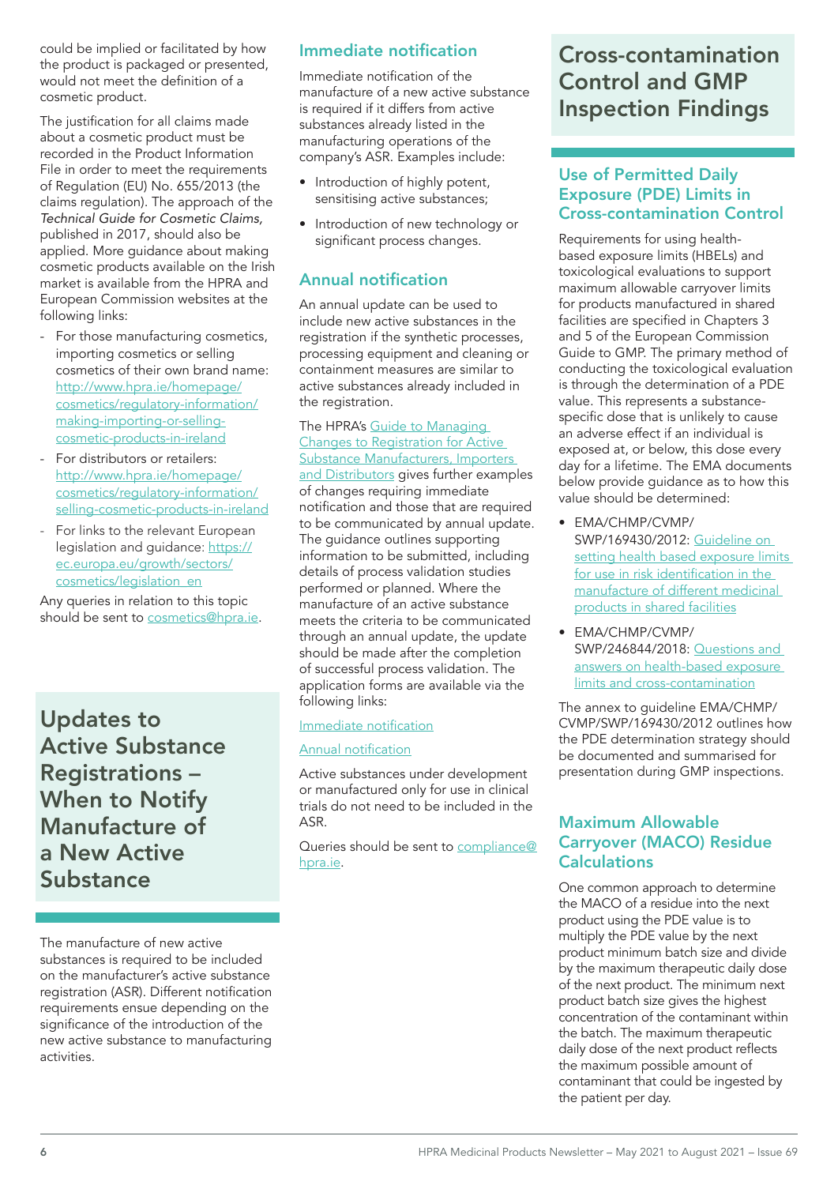could be implied or facilitated by how the product is packaged or presented, would not meet the definition of a cosmetic product.

The justification for all claims made about a cosmetic product must be recorded in the Product Information File in order to meet the requirements of Regulation (EU) No. 655/2013 (the claims regulation). The approach of the *Technical Guide for Cosmetic Claims,* published in 2017, should also be applied. More guidance about making cosmetic products available on the Irish market is available from the HPRA and European Commission websites at the following links:

- For those manufacturing cosmetics, importing cosmetics or selling cosmetics of their own brand name: http://www.hpra.ie/homepage/cosmetics/regulatory-information/making-importing-or-selling-cosmetic-products-in-ireland
- For distributors or retailers: http://www.hpra.ie/homepage/cosmetics/regulatory-information/selling-cosmetic-products-in-ireland
- For links to the relevant European legislation and guidance: https://ec.europa.eu/growth/sectors/cosmetics/legislation_en

Any queries in relation to this topic should be sent to cosmetics@hpra.ie.

# Updates to Active Substance Registrations – When to Notify Manufacture of a New Active Substance

The manufacture of new active substances is required to be included on the manufacturer's active substance registration (ASR). Different notification requirements ensue depending on the significance of the introduction of the new active substance to manufacturing activities.

## Immediate notification

Immediate notification of the manufacture of a new active substance is required if it differs from active substances already listed in the manufacturing operations of the company's ASR. Examples include:

- Introduction of highly potent, sensitising active substances;
- Introduction of new technology or significant process changes.

## Annual notification

An annual update can be used to include new active substances in the registration if the synthetic processes, processing equipment and cleaning or containment measures are similar to active substances already included in the registration.

The HPRA's Guide to Managing Changes to Registration for Active Substance Manufacturers, Importers and Distributors gives further examples of changes requiring immediate notification and those that are required to be communicated by annual update. The guidance outlines supporting information to be submitted, including details of process validation studies performed or planned. Where the manufacturer of an active substance meets the criteria to be communicated through an annual update, the update should be made after the completion of successful process validation. The application forms are available via the following links:

Immediate notification

Annual notification

Active substances under development or manufactured only for use in clinical trials do not need to be included in the ASR.

Queries should be sent to compliance@hpra.ie.

# Cross-contamination Control and GMP Inspection Findings

## Use of Permitted Daily Exposure (PDE) Limits in Cross-contamination Control

Requirements for using health-based exposure limits (HBELs) and toxicological evaluations to support maximum allowable carryover limits for products manufactured in shared facilities are specified in Chapters 3 and 5 of the European Commission Guide to GMP. The primary method of conducting the toxicological evaluation is through the determination of a PDE value. This represents a substance-specific dose that is unlikely to cause an adverse effect if an individual is exposed at, or below, this dose every day for a lifetime. The EMA documents below provide guidance as to how this value should be determined:

- EMA/CHMP/CVMP/SWP/169430/2012: Guideline on setting health based exposure limits for use in risk identification in the manufacture of different medicinal products in shared facilities
- EMA/CHMP/CVMP/SWP/246844/2018: Questions and answers on health-based exposure limits and cross-contamination

The annex to guideline EMA/CHMP/CVMP/SWP/169430/2012 outlines how the PDE determination strategy should be documented and summarised for presentation during GMP inspections.

## Maximum Allowable Carryover (MACO) Residue Calculations

One common approach to determine the MACO of a residue into the next product using the PDE value is to multiply the PDE value by the next product minimum batch size and divide by the maximum therapeutic daily dose of the next product. The minimum next product batch size gives the highest concentration of the contaminant within the batch. The maximum therapeutic daily dose of the next product reflects the maximum possible amount of contaminant that could be ingested by the patient per day.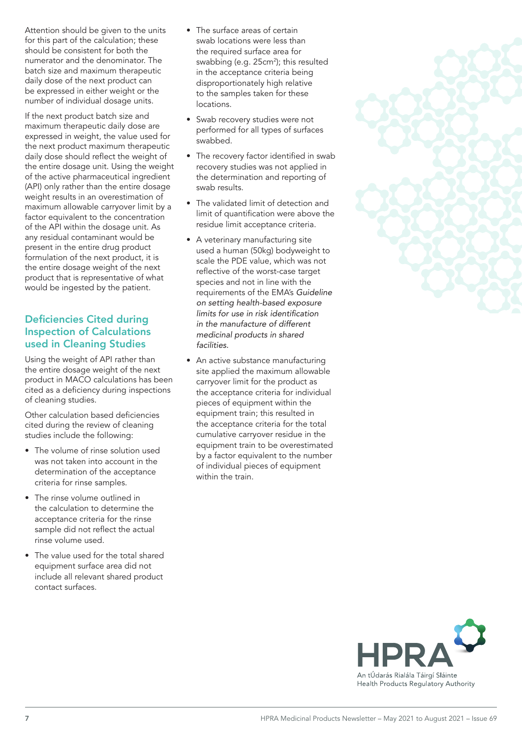Attention should be given to the units for this part of the calculation; these should be consistent for both the numerator and the denominator. The batch size and maximum therapeutic daily dose of the next product can be expressed in either weight or the number of individual dosage units.

If the next product batch size and maximum therapeutic daily dose are expressed in weight, the value used for the next product maximum therapeutic daily dose should reflect the weight of the entire dosage unit. Using the weight of the active pharmaceutical ingredient (API) only rather than the entire dosage weight results in an overestimation of maximum allowable carryover limit by a factor equivalent to the concentration of the API within the dosage unit. As any residual contaminant would be present in the entire drug product formulation of the next product, it is the entire dosage weight of the next product that is representative of what would be ingested by the patient.

## Deficiencies Cited during Inspection of Calculations used in Cleaning Studies

Using the weight of API rather than the entire dosage weight of the next product in MACO calculations has been cited as a deficiency during inspections of cleaning studies.

Other calculation based deficiencies cited during the review of cleaning studies include the following:

- The volume of rinse solution used was not taken into account in the determination of the acceptance criteria for rinse samples.
- The rinse volume outlined in the calculation to determine the acceptance criteria for the rinse sample did not reflect the actual rinse volume used.
- The value used for the total shared equipment surface area did not include all relevant shared product contact surfaces.
- The surface areas of certain swab locations were less than the required surface area for swabbing (e.g. 25cm$^2$); this resulted in the acceptance criteria being disproportionately high relative to the samples taken for these locations.
- Swab recovery studies were not performed for all types of surfaces swabbed.
- The recovery factor identified in swab recovery studies was not applied in the determination and reporting of swab results.
- The validated limit of detection and limit of quantification were above the residue limit acceptance criteria.
- A veterinary manufacturing site used a human (50kg) bodyweight to scale the PDE value, which was not reflective of the worst-case target species and not in line with the requirements of the EMA's *Guideline on setting health-based exposure limits for use in risk identification in the manufacture of different medicinal products in shared facilities.*
- An active substance manufacturing site applied the maximum allowable carryover limit for the product as the acceptance criteria for individual pieces of equipment within the equipment train; this resulted in the acceptance criteria for the total cumulative carryover residue in the equipment train to be overestimated by a factor equivalent to the number of individual pieces of equipment within the train.

HPRA
An tÚdarás Rialála Táirgí Sláinte
Health Products Regulatory Authority